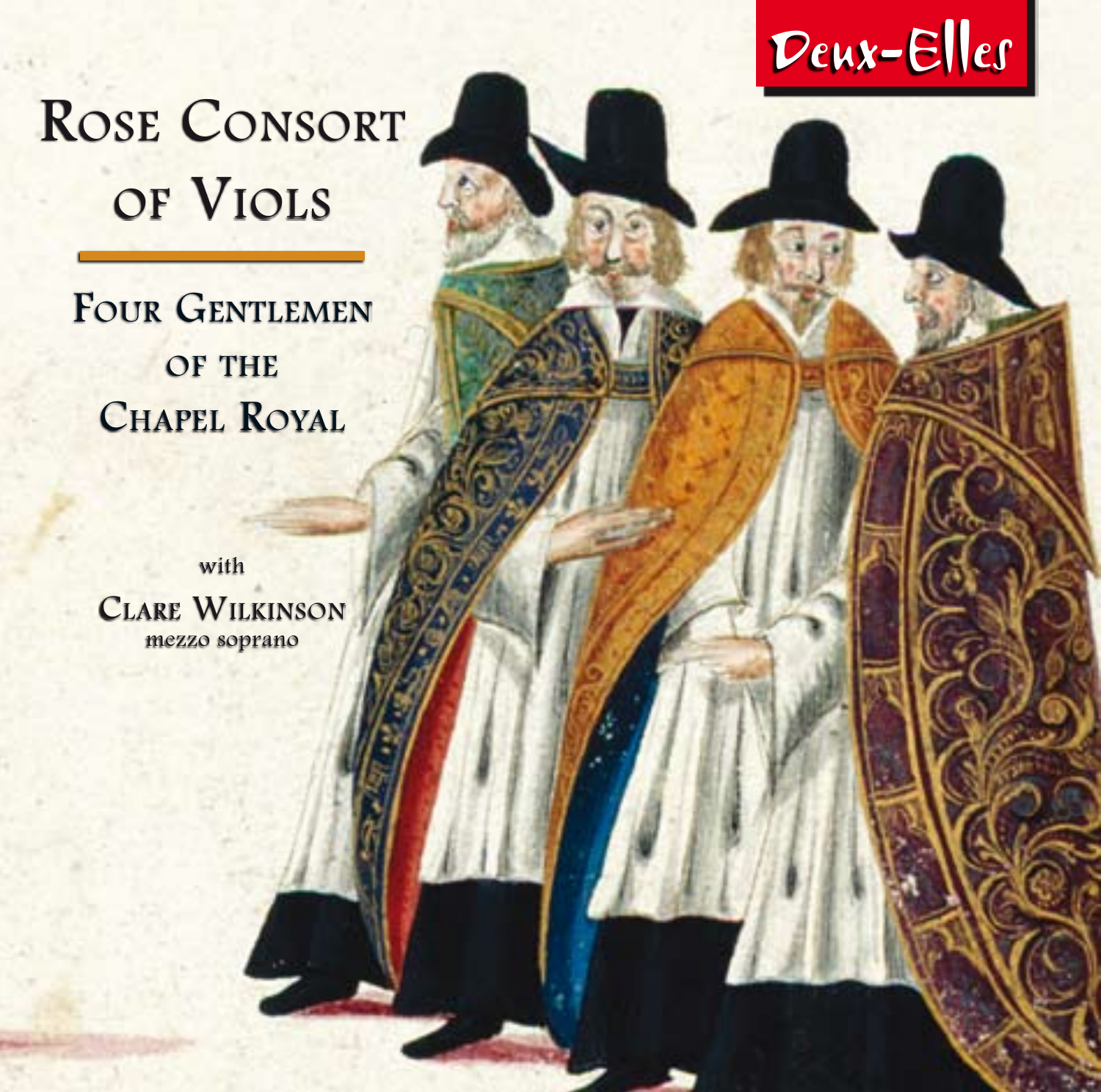Deux-Elles

# Rose Consort of Viols

## Four Gentlemen of the Chapel Royal

with

**Clare Wilkinson**
mezzo soprano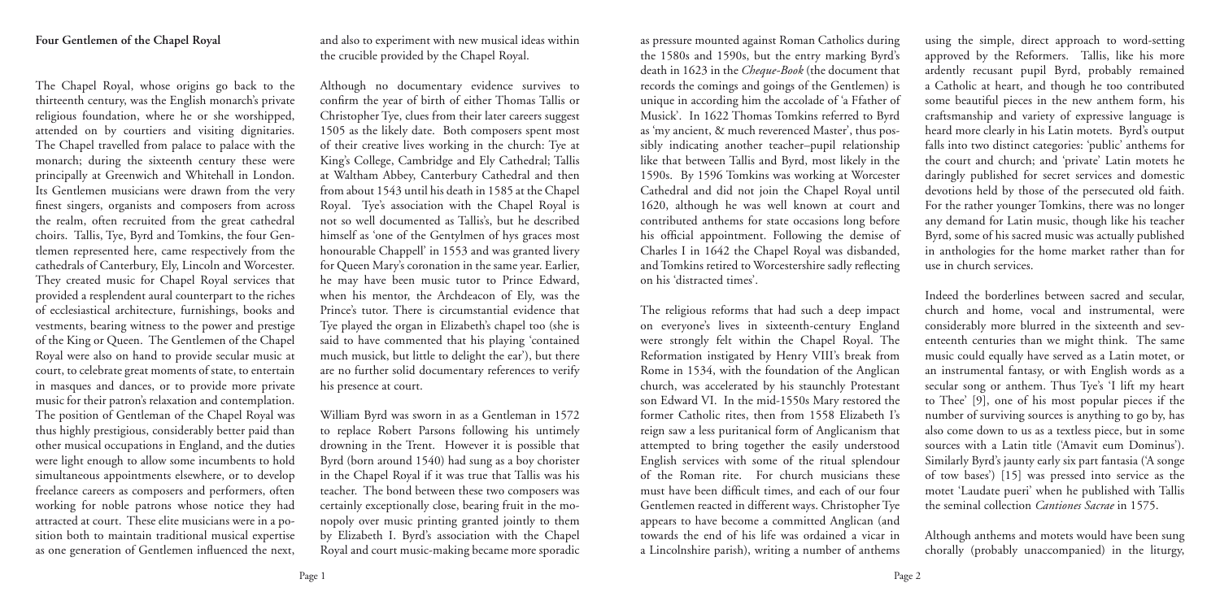**Four Gentlemen of the Chapel Royal**

The Chapel Royal, whose origins go back to the thirteenth century, was the English monarch's private religious foundation, where he or she worshipped, attended on by courtiers and visiting dignitaries. The Chapel travelled from palace to palace with the monarch; during the sixteenth century these were principally at Greenwich and Whitehall in London. Its Gentlemen musicians were drawn from the very finest singers, organists and composers from across the realm, often recruited from the great cathedral choirs. Tallis, Tye, Byrd and Tomkins, the four Gentlemen represented here, came respectively from the cathedrals of Canterbury, Ely, Lincoln and Worcester. They created music for Chapel Royal services that provided a resplendent aural counterpart to the riches of ecclesiastical architecture, furnishings, books and vestments, bearing witness to the power and prestige of the King or Queen. The Gentlemen of the Chapel Royal were also on hand to provide secular music at court, to celebrate great moments of state, to entertain in masques and dances, or to provide more private music for their patron's relaxation and contemplation. The position of Gentleman of the Chapel Royal was thus highly prestigious, considerably better paid than other musical occupations in England, and the duties were light enough to allow some incumbents to hold simultaneous appointments elsewhere, or to develop freelance careers as composers and performers, often working for noble patrons whose notice they had attracted at court. These elite musicians were in a position both to maintain traditional musical expertise as one generation of Gentlemen influenced the next, and also to experiment with new musical ideas within the crucible provided by the Chapel Royal.

Although no documentary evidence survives to confirm the year of birth of either Thomas Tallis or Christopher Tye, clues from their later careers suggest 1505 as the likely date. Both composers spent most of their creative lives working in the church: Tye at King's College, Cambridge and Ely Cathedral; Tallis at Waltham Abbey, Canterbury Cathedral and then from about 1543 until his death in 1585 at the Chapel Royal. Tye's association with the Chapel Royal is not so well documented as Tallis's, but he described himself as 'one of the Gentylmen of hys graces most honourable Chappell' in 1553 and was granted livery for Queen Mary's coronation in the same year. Earlier, he may have been music tutor to Prince Edward, when his mentor, the Archdeacon of Ely, was the Prince's tutor. There is circumstantial evidence that Tye played the organ in Elizabeth's chapel too (she is said to have commented that his playing 'contained much musick, but little to delight the ear'), but there are no further solid documentary references to verify his presence at court.

William Byrd was sworn in as a Gentleman in 1572 to replace Robert Parsons following his untimely drowning in the Trent. However it is possible that Byrd (born around 1540) had sung as a boy chorister in the Chapel Royal if it was true that Tallis was his teacher. The bond between these two composers was certainly exceptionally close, bearing fruit in the monopoly over music printing granted jointly to them by Elizabeth I. Byrd's association with the Chapel Royal and court music-making became more sporadic as pressure mounted against Roman Catholics during the 1580s and 1590s, but the entry marking Byrd's death in 1623 in the *Cheque-Book* (the document that records the comings and goings of the Gentlemen) is unique in according him the accolade of 'a Ffather of Musick'. In 1622 Thomas Tomkins referred to Byrd as 'my ancient, & much reverenced Master', thus possibly indicating another teacher–pupil relationship like that between Tallis and Byrd, most likely in the 1590s. By 1596 Tomkins was working at Worcester Cathedral and did not join the Chapel Royal until 1620, although he was well known at court and contributed anthems for state occasions long before his official appointment. Following the demise of Charles I in 1642 the Chapel Royal was disbanded, and Tomkins retired to Worcestershire sadly reflecting on his 'distracted times'.

The religious reforms that had such a deep impact on everyone's lives in sixteenth-century England were strongly felt within the Chapel Royal. The Reformation instigated by Henry VIII's break from Rome in 1534, with the foundation of the Anglican church, was accelerated by his staunchly Protestant son Edward VI. In the mid-1550s Mary restored the former Catholic rites, then from 1558 Elizabeth I's reign saw a less puritanical form of Anglicanism that attempted to bring together the easily understood English services with some of the ritual splendour of the Roman rite. For church musicians these must have been difficult times, and each of our four Gentlemen reacted in different ways. Christopher Tye appears to have become a committed Anglican (and towards the end of his life was ordained a vicar in a Lincolnshire parish), writing a number of anthems using the simple, direct approach to word-setting approved by the Reformers. Tallis, like his more ardently recusant pupil Byrd, probably remained a Catholic at heart, and though he too contributed some beautiful pieces in the new anthem form, his craftsmanship and variety of expressive language is heard more clearly in his Latin motets. Byrd's output falls into two distinct categories: 'public' anthems for the court and church; and 'private' Latin motets he daringly published for secret services and domestic devotions held by those of the persecuted old faith. For the rather younger Tomkins, there was no longer any demand for Latin music, though like his teacher Byrd, some of his sacred music was actually published in anthologies for the home market rather than for use in church services.

Indeed the borderlines between sacred and secular, church and home, vocal and instrumental, were considerably more blurred in the sixteenth and seventeenth centuries than we might think. The same music could equally have served as a Latin motet, or an instrumental fantasy, or with English words as a secular song or anthem. Thus Tye's 'I lift my heart to Thee' [9], one of his most popular pieces if the number of surviving sources is anything to go by, has also come down to us as a textless piece, but in some sources with a Latin title ('Amavit eum Dominus'). Similarly Byrd's jaunty early six part fantasia ('A songe of tow bases') [15] was pressed into service as the motet 'Laudate pueri' when he published with Tallis the seminal collection *Cantiones Sacrae* in 1575.

Although anthems and motets would have been sung chorally (probably unaccompanied) in the liturgy,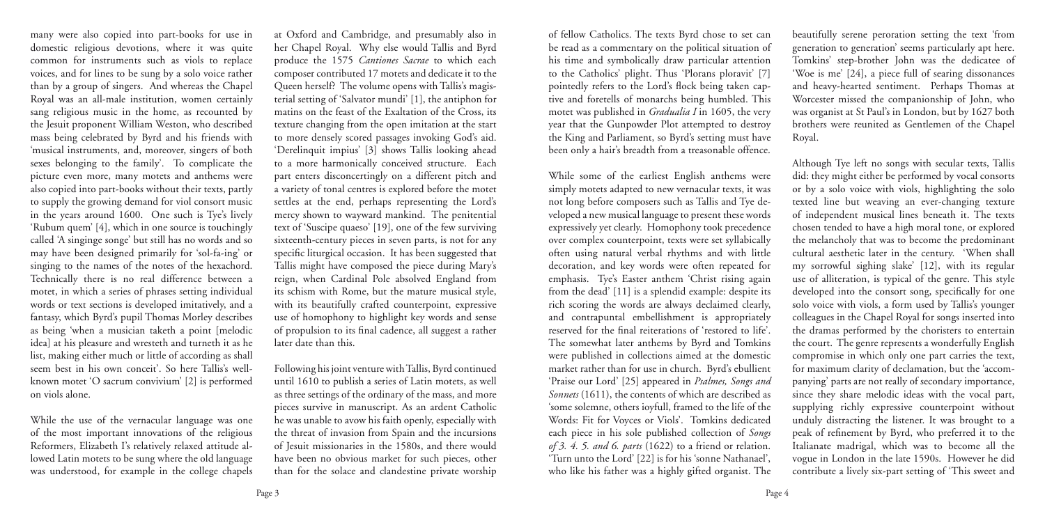many were also copied into part-books for use in domestic religious devotions, where it was quite common for instruments such as viols to replace voices, and for lines to be sung by a solo voice rather than by a group of singers. And whereas the Chapel Royal was an all-male institution, women certainly sang religious music in the home, as recounted by the Jesuit proponent William Weston, who described mass being celebrated by Byrd and his friends with 'musical instruments, and, moreover, singers of both sexes belonging to the family'. To complicate the picture even more, many motets and anthems were also copied into part-books without their texts, partly to supply the growing demand for viol consort music in the years around 1600. One such is Tye's lively 'Rubum quem' [4], which in one source is touchingly called 'A singinge songe' but still has no words and so may have been designed primarily for 'sol-fa-ing' or singing to the names of the notes of the hexachord. Technically there is no real difference between a motet, in which a series of phrases setting individual words or text sections is developed imitatively, and a fantasy, which Byrd's pupil Thomas Morley describes as being 'when a musician taketh a point [melodic idea] at his pleasure and wresteth and turneth it as he list, making either much or little of according as shall seem best in his own conceit'. So here Tallis's well-known motet 'O sacrum convivium' [2] is performed on viols alone.

While the use of the vernacular language was one of the most important innovations of the religious Reformers, Elizabeth I's relatively relaxed attitude allowed Latin motets to be sung where the old language was understood, for example in the college chapels at Oxford and Cambridge, and presumably also in her Chapel Royal. Why else would Tallis and Byrd produce the 1575 *Cantiones Sacrae* to which each composer contributed 17 motets and dedicate it to the Queen herself? The volume opens with Tallis's magisterial setting of 'Salvator mundi' [1], the antiphon for matins on the feast of the Exaltation of the Cross, its texture changing from the open imitation at the start to more densely scored passages invoking God's aid. 'Derelinquit impius' [3] shows Tallis looking ahead to a more harmonically conceived structure. Each part enters disconcertingly on a different pitch and a variety of tonal centres is explored before the motet settles at the end, perhaps representing the Lord's mercy shown to wayward mankind. The penitential text of 'Suscipe quaeso' [19], one of the few surviving sixteenth-century pieces in seven parts, is not for any specific liturgical occasion. It has been suggested that Tallis might have composed the piece during Mary's reign, when Cardinal Pole absolved England from its schism with Rome, but the mature musical style, with its beautifully crafted counterpoint, expressive use of homophony to highlight key words and sense of propulsion to its final cadence, all suggest a rather later date than this.

Following his joint venture with Tallis, Byrd continued until 1610 to publish a series of Latin motets, as well as three settings of the ordinary of the mass, and more pieces survive in manuscript. As an ardent Catholic he was unable to avow his faith openly, especially with the threat of invasion from Spain and the incursions of Jesuit missionaries in the 1580s, and there would have been no obvious market for such pieces, other than for the solace and clandestine private worship of fellow Catholics. The texts Byrd chose to set can be read as a commentary on the political situation of his time and symbolically draw particular attention to the Catholics' plight. Thus 'Plorans ploravit' [7] pointedly refers to the Lord's flock being taken captive and foretells of monarchs being humbled. This motet was published in *Gradualia I* in 1605, the very year that the Gunpowder Plot attempted to destroy the King and Parliament, so Byrd's setting must have been only a hair's breadth from a treasonable offence.

While some of the earliest English anthems were simply motets adapted to new vernacular texts, it was not long before composers such as Tallis and Tye developed a new musical language to present these words expressively yet clearly. Homophony took precedence over complex counterpoint, texts were set syllabically often using natural verbal rhythms and with little decoration, and key words were often repeated for emphasis. Tye's Easter anthem 'Christ rising again from the dead' [11] is a splendid example: despite its rich scoring the words are always declaimed clearly, and contrapuntal embellishment is appropriately reserved for the final reiterations of 'restored to life'. The somewhat later anthems by Byrd and Tomkins were published in collections aimed at the domestic market rather than for use in church. Byrd's ebullient 'Praise our Lord' [25] appeared in *Psalmes, Songs and Sonnets* (1611), the contents of which are described as 'some solemne, others ioyfull, framed to the life of the Words: Fit for Voyces or Viols'. Tomkins dedicated each piece in his sole published collection of *Songs of 3. 4. 5. and 6. parts* (1622) to a friend or relation. 'Turn unto the Lord' [22] is for his 'sonne Nathanael', who like his father was a highly gifted organist. The beautifully serene peroration setting the text 'from generation to generation' seems particularly apt here. Tomkins' step-brother John was the dedicatee of 'Woe is me' [24], a piece full of searing dissonances and heavy-hearted sentiment. Perhaps Thomas at Worcester missed the companionship of John, who was organist at St Paul's in London, but by 1627 both brothers were reunited as Gentlemen of the Chapel Royal.

Although Tye left no songs with secular texts, Tallis did: they might either be performed by vocal consorts or by a solo voice with viols, highlighting the solo texted line but weaving an ever-changing texture of independent musical lines beneath it. The texts chosen tended to have a high moral tone, or explored the melancholy that was to become the predominant cultural aesthetic later in the century. 'When shall my sorrowful sighing slake' [12], with its regular use of alliteration, is typical of the genre. This style developed into the consort song, specifically for one solo voice with viols, a form used by Tallis's younger colleagues in the Chapel Royal for songs inserted into the dramas performed by the choristers to entertain the court. The genre represents a wonderfully English compromise in which only one part carries the text, for maximum clarity of declamation, but the 'accompanying' parts are not really of secondary importance, since they share melodic ideas with the vocal part, supplying richly expressive counterpoint without unduly distracting the listener. It was brought to a peak of refinement by Byrd, who preferred it to the Italianate madrigal, which was to become all the vogue in London in the late 1590s. However he did contribute a lively six-part setting of 'This sweet and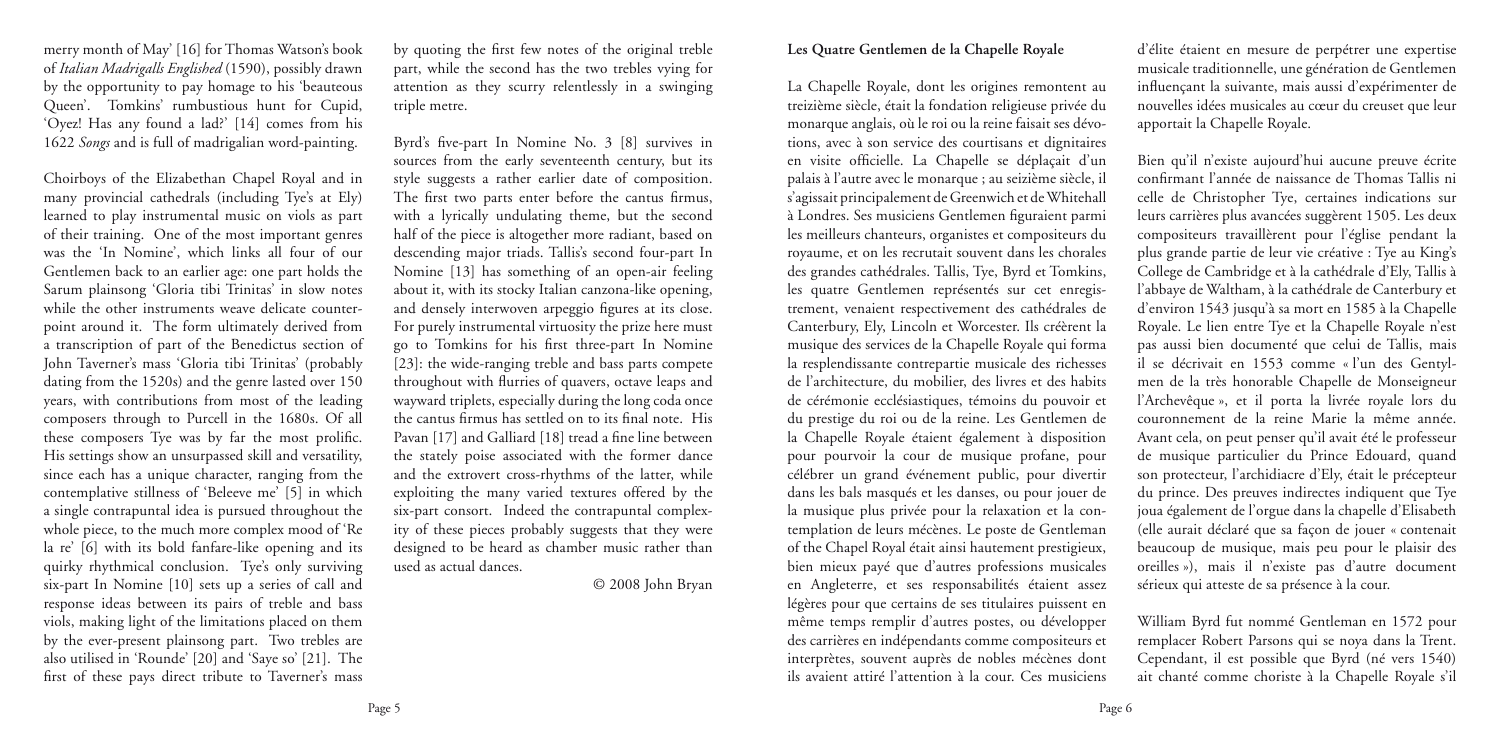merry month of May' [16] for Thomas Watson's book of *Italian Madrigalls Englished* (1590), possibly drawn by the opportunity to pay homage to his 'beauteous Queen'. Tomkins' rumbustious hunt for Cupid, 'Oyez! Has any found a lad?' [14] comes from his 1622 *Songs* and is full of madrigalian word-painting.

Choirboys of the Elizabethan Chapel Royal and in many provincial cathedrals (including Tye's at Ely) learned to play instrumental music on viols as part of their training. One of the most important genres was the 'In Nomine', which links all four of our Gentlemen back to an earlier age: one part holds the Sarum plainsong 'Gloria tibi Trinitas' in slow notes while the other instruments weave delicate counterpoint around it. The form ultimately derived from a transcription of part of the Benedictus section of John Taverner's mass 'Gloria tibi Trinitas' (probably dating from the 1520s) and the genre lasted over 150 years, with contributions from most of the leading composers through to Purcell in the 1680s. Of all these composers Tye was by far the most prolific. His settings show an unsurpassed skill and versatility, since each has a unique character, ranging from the contemplative stillness of 'Beleeve me' [5] in which a single contrapuntal idea is pursued throughout the whole piece, to the much more complex mood of 'Re la re' [6] with its bold fanfare-like opening and its quirky rhythmical conclusion. Tye's only surviving six-part In Nomine [10] sets up a series of call and response ideas between its pairs of treble and bass viols, making light of the limitations placed on them by the ever-present plainsong part. Two trebles are also utilised in 'Rounde' [20] and 'Saye so' [21]. The first of these pays direct tribute to Taverner's mass by quoting the first few notes of the original treble part, while the second has the two trebles vying for attention as they scurry relentlessly in a swinging triple metre.

Byrd's five-part In Nomine No. 3 [8] survives in sources from the early seventeenth century, but its style suggests a rather earlier date of composition. The first two parts enter before the cantus firmus, with a lyrically undulating theme, but the second half of the piece is altogether more radiant, based on descending major triads. Tallis's second four-part In Nomine [13] has something of an open-air feeling about it, with its stocky Italian canzona-like opening, and densely interwoven arpeggio figures at its close. For purely instrumental virtuosity the prize here must go to Tomkins for his first three-part In Nomine [23]: the wide-ranging treble and bass parts compete throughout with flurries of quavers, octave leaps and wayward triplets, especially during the long coda once the cantus firmus has settled on to its final note. His Pavan [17] and Galliard [18] tread a fine line between the stately poise associated with the former dance and the extrovert cross-rhythms of the latter, while exploiting the many varied textures offered by the six-part consort. Indeed the contrapuntal complexity of these pieces probably suggests that they were designed to be heard as chamber music rather than used as actual dances.

© 2008 John Bryan

## Les Quatre Gentlemen de la Chapelle Royale

La Chapelle Royale, dont les origines remontent au treizième siècle, était la fondation religieuse privée du monarque anglais, où le roi ou la reine faisait ses dévotions, avec à son service des courtisans et dignitaires en visite officielle. La Chapelle se déplaçait d'un palais à l'autre avec le monarque ; au seizième siècle, il s'agissait principalement de Greenwich et de Whitehall à Londres. Ses musiciens Gentlemen figuraient parmi les meilleurs chanteurs, organistes et compositeurs du royaume, et on les recrutait souvent dans les chorales des grandes cathédrales. Tallis, Tye, Byrd et Tomkins, les quatre Gentlemen représentés sur cet enregistrement, venaient respectivement des cathédrales de Canterbury, Ely, Lincoln et Worcester. Ils créèrent la musique des services de la Chapelle Royale qui forma la resplendissante contrepartie musicale des richesses de l'architecture, du mobilier, des livres et des habits de cérémonie ecclésiastiques, témoins du pouvoir et du prestige du roi ou de la reine. Les Gentlemen de la Chapelle Royale étaient également à disposition pour pourvoir la cour de musique profane, pour célébrer un grand événement public, pour divertir dans les bals masqués et les danses, ou pour jouer de la musique plus privée pour la relaxation et la contemplation de leurs mécènes. Le poste de Gentleman of the Chapel Royal était ainsi hautement prestigieux, bien mieux payé que d'autres professions musicales en Angleterre, et ses responsabilités étaient assez légères pour que certains de ses titulaires puissent en même temps remplir d'autres postes, ou développer des carrières en indépendants comme compositeurs et interprètes, souvent auprès de nobles mécènes dont ils avaient attiré l'attention à la cour. Ces musiciens d'élite étaient en mesure de perpétrer une expertise musicale traditionnelle, une génération de Gentlemen influençant la suivante, mais aussi d'expérimenter de nouvelles idées musicales au cœur du creuset que leur apportait la Chapelle Royale.

Bien qu'il n'existe aujourd'hui aucune preuve écrite confirmant l'année de naissance de Thomas Tallis ni celle de Christopher Tye, certaines indications sur leurs carrières plus avancées suggèrent 1505. Les deux compositeurs travaillèrent pour l'église pendant la plus grande partie de leur vie créative : Tye au King's College de Cambridge et à la cathédrale d'Ely, Tallis à l'abbaye de Waltham, à la cathédrale de Canterbury et d'environ 1543 jusqu'à sa mort en 1585 à la Chapelle Royale. Le lien entre Tye et la Chapelle Royale n'est pas aussi bien documenté que celui de Tallis, mais il se décrivait en 1553 comme « l'un des Gentylmen de la très honorable Chapelle de Monseigneur l'Archevêque », et il porta la livrée royale lors du couronnement de la reine Marie la même année. Avant cela, on peut penser qu'il avait été le professeur de musique particulier du Prince Edouard, quand son protecteur, l'archidiacre d'Ely, était le précepteur du prince. Des preuves indirectes indiquent que Tye joua également de l'orgue dans la chapelle d'Elisabeth (elle aurait déclaré que sa façon de jouer « contenait beaucoup de musique, mais peu pour le plaisir des oreilles »), mais il n'existe pas d'autre document sérieux qui atteste de sa présence à la cour.

William Byrd fut nommé Gentleman en 1572 pour remplacer Robert Parsons qui se noya dans la Trent. Cependant, il est possible que Byrd (né vers 1540) ait chanté comme choriste à la Chapelle Royale s'il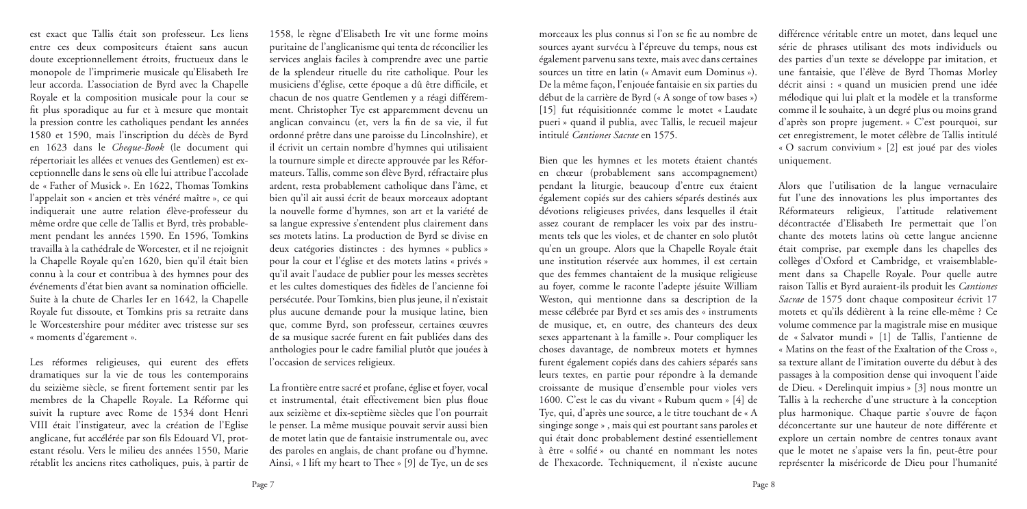est exact que Tallis était son professeur. Les liens entre ces deux compositeurs étaient sans aucun doute exceptionnellement étroits, fructueux dans le monopole de l'imprimerie musicale qu'Elisabeth Ire leur accorda. L'association de Byrd avec la Chapelle Royale et la composition musicale pour la cour se fit plus sporadique au fur et à mesure que montait la pression contre les catholiques pendant les années 1580 et 1590, mais l'inscription du décès de Byrd en 1623 dans le *Cheque-Book* (le document qui répertoriait les allées et venues des Gentlemen) est exceptionnelle dans le sens où elle lui attribue l'accolade de « Father of Musick ». En 1622, Thomas Tomkins l'appelait son « ancien et très vénéré maître », ce qui indiquerait une autre relation élève-professeur du même ordre que celle de Tallis et Byrd, très probablement pendant les années 1590. En 1596, Tomkins travailla à la cathédrale de Worcester, et il ne rejoignit la Chapelle Royale qu'en 1620, bien qu'il était bien connu à la cour et contribua à des hymnes pour des événements d'état bien avant sa nomination officielle. Suite à la chute de Charles Ier en 1642, la Chapelle Royale fut dissoute, et Tomkins pris sa retraite dans le Worcestershire pour méditer avec tristesse sur ses « moments d'égarement ».

Les réformes religieuses, qui eurent des effets dramatiques sur la vie de tous les contemporains du seizième siècle, se firent fortement sentir par les membres de la Chapelle Royale. La Réforme qui suivit la rupture avec Rome de 1534 dont Henri VIII était l'instigateur, avec la création de l'Eglise anglicane, fut accélérée par son fils Edouard VI, protestant résolu. Vers le milieu des années 1550, Marie rétablit les anciens rites catholiques, puis, à partir de 1558, le règne d'Elisabeth Ire vit une forme moins puritaine de l'anglicanisme qui tenta de réconcilier les services anglais faciles à comprendre avec une partie de la splendeur rituelle du rite catholique. Pour les musiciens d'église, cette époque a dû être difficile, et chacun de nos quatre Gentlemen y a réagi différemment. Christopher Tye est apparemment devenu un anglican convaincu (et, vers la fin de sa vie, il fut ordonné prêtre dans une paroisse du Lincolnshire), et il écrivit un certain nombre d'hymnes qui utilisaient la tournure simple et directe approuvée par les Réformateurs. Tallis, comme son élève Byrd, réfractaire plus ardent, resta probablement catholique dans l'âme, et bien qu'il ait aussi écrit de beaux morceaux adoptant la nouvelle forme d'hymnes, son art et la variété de sa langue expressive s'entendent plus clairement dans ses motets latins. La production de Byrd se divise en deux catégories distinctes : des hymnes « publics » pour la cour et l'église et des motets latins « privés » qu'il avait l'audace de publier pour les messes secrètes et les cultes domestiques des fidèles de l'ancienne foi persécutée. Pour Tomkins, bien plus jeune, il n'existait plus aucune demande pour la musique latine, bien que, comme Byrd, son professeur, certaines œuvres de sa musique sacrée furent en fait publiées dans des anthologies pour le cadre familial plutôt que jouées à l'occasion de services religieux.

La frontière entre sacré et profane, église et foyer, vocal et instrumental, était effectivement bien plus floue aux seizième et dix-septième siècles que l'on pourrait le penser. La même musique pouvait servir aussi bien de motet latin que de fantaisie instrumentale ou, avec des paroles en anglais, de chant profane ou d'hymne. Ainsi, « I lift my heart to Thee » [9] de Tye, un de ses morceaux les plus connus si l'on se fie au nombre de sources ayant survécu à l'épreuve du temps, nous est également parvenu sans texte, mais avec dans certaines sources un titre en latin (« Amavit eum Dominus »). De la même façon, l'enjouée fantaisie en six parties du début de la carrière de Byrd (« A songe of tow bases ») [15] fut réquisitionnée comme le motet « Laudate pueri » quand il publia, avec Tallis, le recueil majeur intitulé *Cantiones Sacrae* en 1575.

Bien que les hymnes et les motets étaient chantés en chœur (probablement sans accompagnement) pendant la liturgie, beaucoup d'entre eux étaient également copiés sur des cahiers séparés destinés aux dévotions religieuses privées, dans lesquelles il était assez courant de remplacer les voix par des instruments tels que les violes, et de chanter en solo plutôt qu'en un groupe. Alors que la Chapelle Royale était une institution réservée aux hommes, il est certain que des femmes chantaient de la musique religieuse au foyer, comme le raconte l'adepte jésuite William Weston, qui mentionne dans sa description de la messe célébrée par Byrd et ses amis des « instruments de musique, et, en outre, des chanteurs des deux sexes appartenant à la famille ». Pour compliquer les choses davantage, de nombreux motets et hymnes furent également copiés dans des cahiers séparés sans leurs textes, en partie pour répondre à la demande croissante de musique d'ensemble pour violes vers 1600. C'est le cas du vivant « Rubum quem » [4] de Tye, qui, d'après une source, a le titre touchant de « A singinge songe » , mais qui est pourtant sans paroles et qui était donc probablement destiné essentiellement à être « solfié » ou chanté en nommant les notes de l'hexacorde. Techniquement, il n'existe aucune différence véritable entre un motet, dans lequel une série de phrases utilisant des mots individuels ou des parties d'un texte se développe par imitation, et une fantaisie, que l'élève de Byrd Thomas Morley décrit ainsi : « quand un musicien prend une idée mélodique qui lui plaît et la modèle et la transforme comme il le souhaite, à un degré plus ou moins grand d'après son propre jugement. » C'est pourquoi, sur cet enregistrement, le motet célèbre de Tallis intitulé « O sacrum convivium » [2] est joué par des violes uniquement.

Alors que l'utilisation de la langue vernaculaire fut l'une des innovations les plus importantes des Réformateurs religieux, l'attitude relativement décontractée d'Elisabeth Ire permettait que l'on chante des motets latins où cette langue ancienne était comprise, par exemple dans les chapelles des collèges d'Oxford et Cambridge, et vraisemblablement dans la Chapelle Royale. Pour quelle autre raison Tallis et Byrd auraient-ils produit les *Cantiones Sacrae* de 1575 dont chaque compositeur écrivit 17 motets et qu'ils dédièrent à la reine elle-même ? Ce volume commence par la magistrale mise en musique de « Salvator mundi » [1] de Tallis, l'antienne de « Matins on the feast of the Exaltation of the Cross », sa texture allant de l'imitation ouverte du début à des passages à la composition dense qui invoquent l'aide de Dieu. « Derelinquit impius » [3] nous montre un Tallis à la recherche d'une structure à la conception plus harmonique. Chaque partie s'ouvre de façon déconcertante sur une hauteur de note différente et explore un certain nombre de centres tonaux avant que le motet ne s'apaise vers la fin, peut-être pour représenter la miséricorde de Dieu pour l'humanité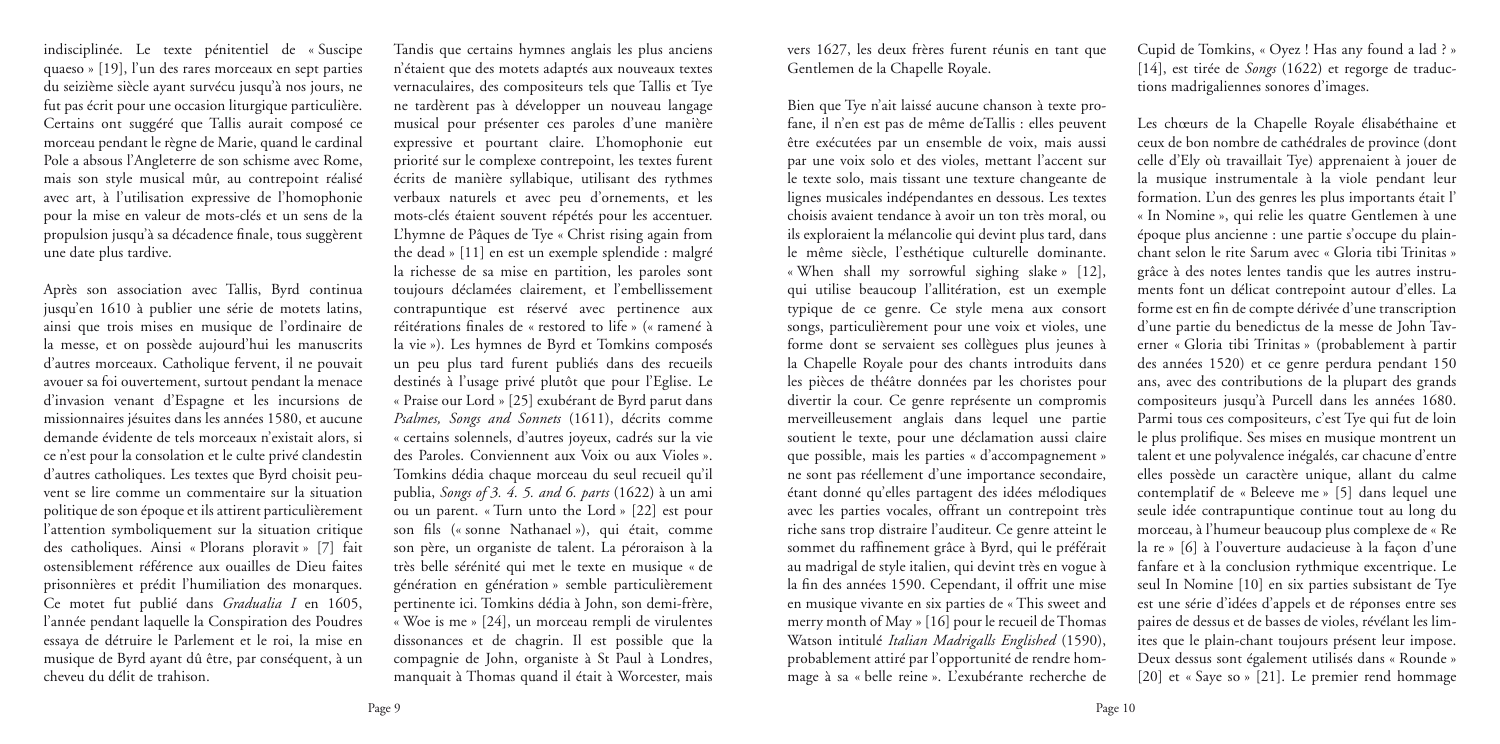indisciplinée. Le texte pénitentiel de « Suscipe quaeso » [19], l'un des rares morceaux en sept parties du seizième siècle ayant survécu jusqu'à nos jours, ne fut pas écrit pour une occasion liturgique particulière. Certains ont suggéré que Tallis aurait composé ce morceau pendant le règne de Marie, quand le cardinal Pole a absous l'Angleterre de son schisme avec Rome, mais son style musical mûr, au contrepoint réalisé avec art, à l'utilisation expressive de l'homophonie pour la mise en valeur de mots-clés et un sens de la propulsion jusqu'à sa décadence finale, tous suggèrent une date plus tardive.

Après son association avec Tallis, Byrd continua jusqu'en 1610 à publier une série de motets latins, ainsi que trois mises en musique de l'ordinaire de la messe, et on possède aujourd'hui les manuscrits d'autres morceaux. Catholique fervent, il ne pouvait avouer sa foi ouvertement, surtout pendant la menace d'invasion venant d'Espagne et les incursions de missionnaires jésuites dans les années 1580, et aucune demande évidente de tels morceaux n'existait alors, si ce n'est pour la consolation et le culte privé clandestin d'autres catholiques. Les textes que Byrd choisit peuvent se lire comme un commentaire sur la situation politique de son époque et ils attirent particulièrement l'attention symboliquement sur la situation critique des catholiques. Ainsi « Plorans ploravit » [7] fait ostensiblement référence aux ouailles de Dieu faites prisonnières et prédit l'humiliation des monarques. Ce motet fut publié dans *Gradualia I* en 1605, l'année pendant laquelle la Conspiration des Poudres essaya de détruire le Parlement et le roi, la mise en musique de Byrd ayant dû être, par conséquent, à un cheveu du délit de trahison.

Tandis que certains hymnes anglais les plus anciens n'étaient que des motets adaptés aux nouveaux textes vernaculaires, des compositeurs tels que Tallis et Tye ne tardèrent pas à développer un nouveau langage musical pour présenter ces paroles d'une manière expressive et pourtant claire. L'homophonie eut priorité sur le complexe contrepoint, les textes furent écrits de manière syllabique, utilisant des rythmes verbaux naturels et avec peu d'ornements, et les mots-clés étaient souvent répétés pour les accentuer. L'hymne de Pâques de Tye « Christ rising again from the dead » [11] en est un exemple splendide : malgré la richesse de sa mise en partition, les paroles sont toujours déclamées clairement, et l'embellissement contrapuntique est réservé avec pertinence aux réitérations finales de « restored to life » (« ramené à la vie »). Les hymnes de Byrd et Tomkins composés un peu plus tard furent publiés dans des recueils destinés à l'usage privé plutôt que pour l'Eglise. Le « Praise our Lord » [25] exubérant de Byrd parut dans *Psalmes, Songs and Sonnets* (1611), décrits comme « certains solennels, d'autres joyeux, cadrés sur la vie des Paroles. Conviennent aux Voix ou aux Violes ». Tomkins dédia chaque morceau du seul recueil qu'il publia, *Songs of 3. 4. 5. and 6. parts* (1622) à un ami ou un parent. « Turn unto the Lord » [22] est pour son fils (« sonne Nathanael »), qui était, comme son père, un organiste de talent. La péroraison à la très belle sérénité qui met le texte en musique « de génération en génération » semble particulièrement pertinente ici. Tomkins dédia à John, son demi-frère, « Woe is me » [24], un morceau rempli de virulentes dissonances et de chagrin. Il est possible que la compagnie de John, organiste à St Paul à Londres, manquait à Thomas quand il était à Worcester, mais vers 1627, les deux frères furent réunis en tant que Gentlemen de la Chapelle Royale.

Bien que Tye n'ait laissé aucune chanson à texte profane, il n'en est pas de même deTallis : elles peuvent être exécutées par un ensemble de voix, mais aussi par une voix solo et des violes, mettant l'accent sur le texte solo, mais tissant une texture changeante de lignes musicales indépendantes en dessous. Les textes choisis avaient tendance à avoir un ton très moral, ou ils exploraient la mélancolie qui devint plus tard, dans le même siècle, l'esthétique culturelle dominante. « When shall my sorrowful sighing slake » [12], qui utilise beaucoup l'allitération, est un exemple typique de ce genre. Ce style mena aux consort songs, particulièrement pour une voix et violes, une forme dont se servaient ses collègues plus jeunes à la Chapelle Royale pour des chants introduits dans les pièces de théâtre données par les choristes pour divertir la cour. Ce genre représente un compromis merveilleusement anglais dans lequel une partie soutient le texte, pour une déclamation aussi claire que possible, mais les parties « d'accompagnement » ne sont pas réellement d'une importance secondaire, étant donné qu'elles partagent des idées mélodiques avec les parties vocales, offrant un contrepoint très riche sans trop distraire l'auditeur. Ce genre atteint le sommet du raffinement grâce à Byrd, qui le préférait au madrigal de style italien, qui devint très en vogue à la fin des années 1590. Cependant, il offrit une mise en musique vivante en six parties de « This sweet and merry month of May » [16] pour le recueil de Thomas Watson intitulé *Italian Madrigalls Englished* (1590), probablement attiré par l'opportunité de rendre hommage à sa « belle reine ». L'exubérante recherche de Cupid de Tomkins, « Oyez ! Has any found a lad ? » [14], est tirée de *Songs* (1622) et regorge de traductions madrigaliennes sonores d'images.

Les chœurs de la Chapelle Royale élisabéthaine et ceux de bon nombre de cathédrales de province (dont celle d'Ely où travaillait Tye) apprenaient à jouer de la musique instrumentale à la viole pendant leur formation. L'un des genres les plus importants était l' « In Nomine », qui relie les quatre Gentlemen à une époque plus ancienne : une partie s'occupe du plain-chant selon le rite Sarum avec « Gloria tibi Trinitas » grâce à des notes lentes tandis que les autres instruments font un délicat contrepoint autour d'elles. La forme est en fin de compte dérivée d'une transcription d'une partie du benedictus de la messe de John Taverner « Gloria tibi Trinitas » (probablement à partir des années 1520) et ce genre perdura pendant 150 ans, avec des contributions de la plupart des grands compositeurs jusqu'à Purcell dans les années 1680. Parmi tous ces compositeurs, c'est Tye qui fut de loin le plus prolifique. Ses mises en musique montrent un talent et une polyvalence inégalés, car chacune d'entre elles possède un caractère unique, allant du calme contemplatif de « Beleeve me » [5] dans lequel une seule idée contrapuntique continue tout au long du morceau, à l'humeur beaucoup plus complexe de « Re la re » [6] à l'ouverture audacieuse à la façon d'une fanfare et à la conclusion rythmique excentrique. Le seul In Nomine [10] en six parties subsistant de Tye est une série d'idées d'appels et de réponses entre ses paires de dessus et de basses de violes, révélant les limites que le plain-chant toujours présent leur impose. Deux dessus sont également utilisés dans « Rounde » [20] et « Saye so » [21]. Le premier rend hommage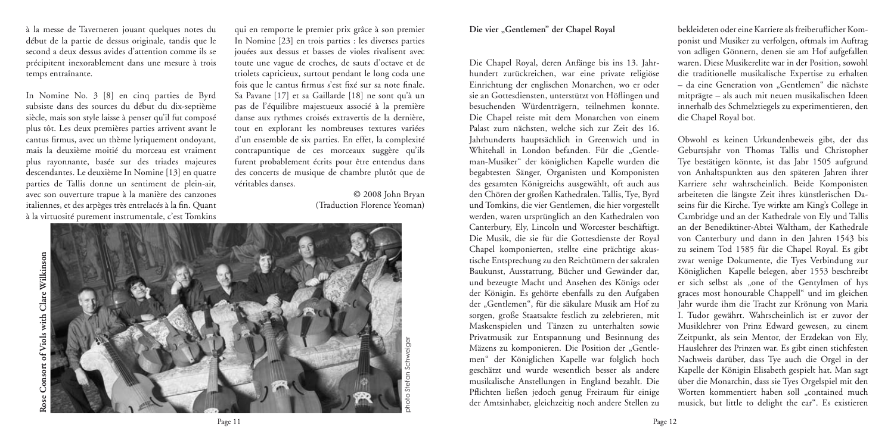à la messe de Taverneren jouant quelques notes du début de la partie de dessus originale, tandis que le second a deux dessus avides d'attention comme ils se précipitent inexorablement dans une mesure à trois temps entraînante.

In Nomine No. 3 [8] en cinq parties de Byrd subsiste dans des sources du début du dix-septième siècle, mais son style laisse à penser qu'il fut composé plus tôt. Les deux premières parties arrivent avant le cantus firmus, avec un thème lyriquement ondoyant, mais la deuxième moitié du morceau est vraiment plus rayonnante, basée sur des triades majeures descendantes. Le deuxième In Nomine [13] en quatre parties de Tallis donne un sentiment de plein-air, avec son ouverture trapue à la manière des canzones italiennes, et des arpèges très entrelacés à la fin. Quant à la virtuosité purement instrumentale, c'est Tomkins qui en remporte le premier prix grâce à son premier In Nomine [23] en trois parties : les diverses parties jouées aux dessus et basses de violes rivalisent avec toute une vague de croches, de sauts d'octave et de triolets capricieux, surtout pendant le long coda une fois que le cantus firmus s'est fixé sur sa note finale. Sa Pavane [17] et sa Gaillarde [18] ne sont qu'à un pas de l'équilibre majestueux associé à la première danse aux rythmes croisés extravertis de la dernière, tout en explorant les nombreuses textures variées d'un ensemble de six parties. En effet, la complexité contrapuntique de ces morceaux suggère qu'ils furent probablement écrits pour être entendus dans des concerts de musique de chambre plutôt que de véritables danses.

© 2008 John Bryan
(Traduction Florence Yeoman)

**Rose Consort of Viols with Clare Wilkinson**

photo Stefan Schweiger

## Die vier „Gentlemen" der Chapel Royal

Die Chapel Royal, deren Anfänge bis ins 13. Jahrhundert zurückreichen, war eine private religiöse Einrichtung der englischen Monarchen, wo er oder sie an Gottesdiensten, unterstützt von Höflingen und besuchenden Würdenträgern, teilnehmen konnte. Die Chapel reiste mit dem Monarchen von einem Palast zum nächsten, welche sich zur Zeit des 16. Jahrhunderts hauptsächlich in Greenwich und in Whitehall in London befanden. Für die „Gentleman-Musiker" der königlichen Kapelle wurden die begabtesten Sänger, Organisten und Komponisten des gesamten Königreichs ausgewählt, oft auch aus den Chören der großen Kathedralen. Tallis, Tye, Byrd und Tomkins, die vier Gentlemen, die hier vorgestellt werden, waren ursprünglich an den Kathedralen von Canterbury, Ely, Lincoln und Worcester beschäftigt. Die Musik, die sie für die Gottesdienste der Royal Chapel komponierten, stellte eine prächtige akustische Entsprechung zu den Reichtümern der sakralen Baukunst, Ausstattung, Bücher und Gewänder dar, und bezeugte Macht und Ansehen des Königs oder der Königin. Es gehörte ebenfalls zu den Aufgaben der „Gentlemen", für die säkulare Musik am Hof zu sorgen, große Staatsakte festlich zu zelebrieren, mit Maskenspielen und Tänzen zu unterhalten sowie Privatmusik zur Entspannung und Besinnung des Mäzens zu komponieren. Die Position der „Gentlemen" der Königlichen Kapelle war folglich hoch geschätzt und wurde wesentlich besser als andere musikalische Anstellungen in England bezahlt. Die Pflichten ließen jedoch genug Freiraum für einige der Amtsinhaber, gleichzeitig noch andere Stellen zu bekleideten oder eine Karriere als freiberuflicher Komponist und Musiker zu verfolgen, oftmals im Auftrag von adligen Gönnern, denen sie am Hof aufgefallen waren. Diese Musikerelite war in der Position, sowohl die traditionelle musikalische Expertise zu erhalten – da eine Generation von „Gentlemen" die nächste mitprägte – als auch mit neuen musikalischen Ideen innerhalb des Schmelztiegels zu experimentieren, den die Chapel Royal bot.

Obwohl es keinen Urkundenbeweis gibt, der das Geburtsjahr von Thomas Tallis und Christopher Tye bestätigen könnte, ist das Jahr 1505 aufgrund von Anhaltspunkten aus den späteren Jahren ihrer Karriere sehr wahrscheinlich. Beide Komponisten arbeiteten die längste Zeit ihres künstlerischen Daseins für die Kirche. Tye wirkte am King's College in Cambridge und an der Kathedrale von Ely und Tallis an der Benediktiner-Abtei Waltham, der Kathedrale von Canterbury und dann in den Jahren 1543 bis zu seinem Tod 1585 für die Chapel Royal. Es gibt zwar wenige Dokumente, die Tyes Verbindung zur Königlichen Kapelle belegen, aber 1553 beschreibt er sich selbst als „one of the Gentylmen of hys graces most honourable Chappell" und im gleichen Jahr wurde ihm die Tracht zur Krönung von Maria I. Tudor gewährt. Wahrscheinlich ist er zuvor der Musiklehrer von Prinz Edward gewesen, zu einem Zeitpunkt, als sein Mentor, der Erzdekan von Ely, Hauslehrer des Prinzen war. Es gibt einen stichfesten Nachweis darüber, dass Tye auch die Orgel in der Kapelle der Königin Elisabeth gespielt hat. Man sagt über die Monarchin, dass sie Tyes Orgelspiel mit den Worten kommentiert haben soll „contained much musick, but little to delight the ear". Es existieren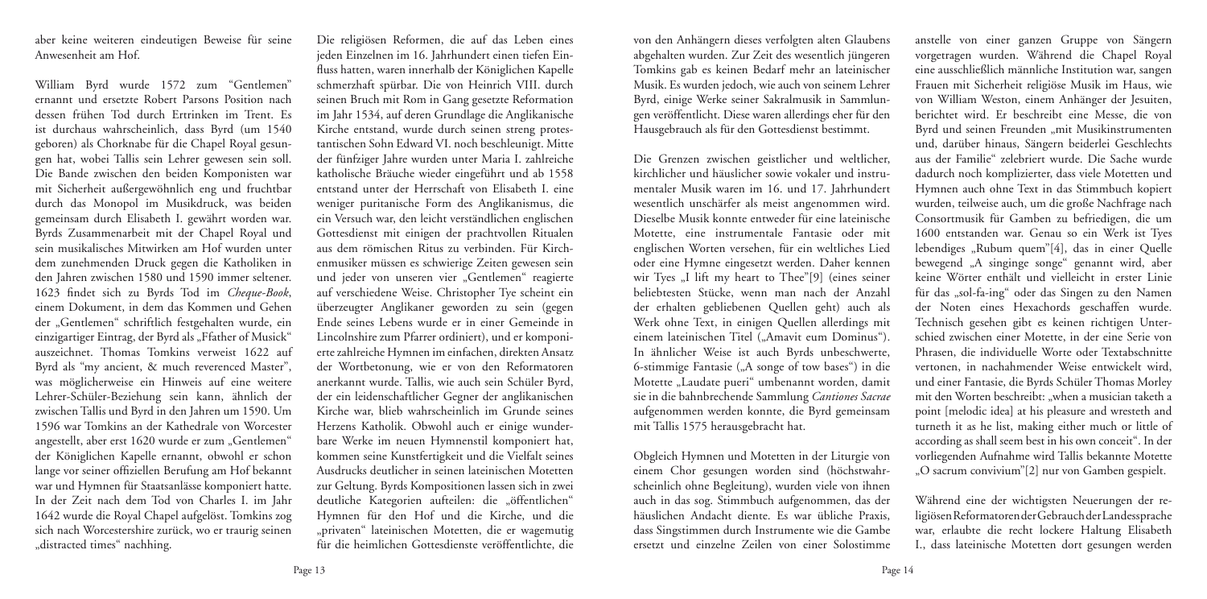aber keine weiteren eindeutigen Beweise für seine Anwesenheit am Hof.

William Byrd wurde 1572 zum "Gentlemen" ernannt und ersetzte Robert Parsons Position nach dessen frühen Tod durch Ertrinken im Trent. Es ist durchaus wahrscheinlich, dass Byrd (um 1540 geboren) als Chorknabe für die Chapel Royal gesungen hat, wobei Tallis sein Lehrer gewesen sein soll. Die Bande zwischen den beiden Komponisten war mit Sicherheit außergewöhnlich eng und fruchtbar durch das Monopol im Musikdruck, was beiden gemeinsam durch Elisabeth I. gewährt worden war. Byrds Zusammenarbeit mit der Chapel Royal und sein musikalisches Mitwirken am Hof wurden unter dem zunehmenden Druck gegen die Katholiken in den Jahren zwischen 1580 und 1590 immer seltener. 1623 findet sich zu Byrds Tod im *Cheque-Book*, einem Dokument, in dem das Kommen und Gehen der „Gentlemen" schriftlich festgehalten wurde, ein einzigartiger Eintrag, der Byrd als „Ffather of Musick" auszeichnet. Thomas Tomkins verweist 1622 auf Byrd als "my ancient, & much reverenced Master", was möglicherweise ein Hinweis auf eine weitere Lehrer-Schüler-Beziehung sein kann, ähnlich der zwischen Tallis und Byrd in den Jahren um 1590. Um 1596 war Tomkins an der Kathedrale von Worcester angestellt, aber erst 1620 wurde er zum „Gentlemen" der Königlichen Kapelle ernannt, obwohl er schon lange vor seiner offiziellen Berufung am Hof bekannt war und Hymnen für Staatsanlässe komponiert hatte. In der Zeit nach dem Tod von Charles I. im Jahr 1642 wurde die Royal Chapel aufgelöst. Tomkins zog sich nach Worcestershire zurück, wo er traurig seinen „distracted times" nachhing.

Die religiösen Reformen, die auf das Leben eines jeden Einzelnen im 16. Jahrhundert einen tiefen Einfluss hatten, waren innerhalb der Königlichen Kapelle schmerzhaft spürbar. Die von Heinrich VIII. durch seinen Bruch mit Rom in Gang gesetzte Reformation im Jahr 1534, auf deren Grundlage die Anglikanische Kirche entstand, wurde durch seinen streng protestantischen Sohn Edward VI. noch beschleunigt. Mitte der fünfziger Jahre wurden unter Maria I. zahlreiche katholische Bräuche wieder eingeführt und ab 1558 entstand unter der Herrschaft von Elisabeth I. eine weniger puritanische Form des Anglikanismus, die ein Versuch war, den leicht verständlichen englischen Gottesdienst mit einigen der prachtvollen Ritualen aus dem römischen Ritus zu verbinden. Für Kirchenmusiker müssen es schwierige Zeiten gewesen sein und jeder von unseren vier „Gentlemen" reagierte auf verschiedene Weise. Christopher Tye scheint ein überzeugter Anglikaner geworden zu sein (gegen Ende seines Lebens wurde er in einer Gemeinde in Lincolnshire zum Pfarrer ordiniert), und er komponierte zahlreiche Hymnen im einfachen, direkten Ansatz der Wortbetonung, wie er von den Reformatoren anerkannt wurde. Tallis, wie auch sein Schüler Byrd, der ein leidenschaftlicher Gegner der anglikanischen Kirche war, blieb wahrscheinlich im Grunde seines Herzens Katholik. Obwohl auch er einige wunderbare Werke im neuen Hymnenstil komponiert hat, kommen seine Kunstfertigkeit und die Vielfalt seines Ausdrucks deutlicher in seinen lateinischen Motetten zur Geltung. Byrds Kompositionen lassen sich in zwei deutliche Kategorien aufteilen: die „öffentlichen" Hymnen für den Hof und die Kirche, und die „privaten" lateinischen Motetten, die er wagemutig für die heimlichen Gottesdienste veröffentlichte, die von den Anhängern dieses verfolgten alten Glaubens abgehalten wurden. Zur Zeit des wesentlich jüngeren Tomkins gab es keinen Bedarf mehr an lateinischer Musik. Es wurden jedoch, wie auch von seinem Lehrer Byrd, einige Werke seiner Sakralmusik in Sammlungen veröffentlicht. Diese waren allerdings eher für den Hausgebrauch als für den Gottesdienst bestimmt.

Die Grenzen zwischen geistlicher und weltlicher, kirchlicher und häuslicher sowie vokaler und instrumentaler Musik waren im 16. und 17. Jahrhundert wesentlich unschärfer als meist angenommen wird. Dieselbe Musik konnte entweder für eine lateinische Motette, eine instrumentale Fantasie oder mit englischen Worten versehen, für ein weltliches Lied oder eine Hymne eingesetzt werden. Daher kennen wir Tyes „I lift my heart to Thee"[9] (eines seiner beliebtesten Stücke, wenn man nach der Anzahl der erhalten gebliebenen Quellen geht) auch als Werk ohne Text, in einigen Quellen allerdings mit einem lateinischen Titel („Amavit eum Dominus"). In ähnlicher Weise ist auch Byrds unbeschwerte, 6-stimmige Fantasie („A songe of tow bases") in die Motette „Laudate pueri" umbenannt worden, damit sie in die bahnbrechende Sammlung *Cantiones Sacrae* aufgenommen werden konnte, die Byrd gemeinsam mit Tallis 1575 herausgebracht hat.

Obgleich Hymnen und Motetten in der Liturgie von einem Chor gesungen worden sind (höchstwahrscheinlich ohne Begleitung), wurden viele von ihnen auch in das sog. Stimmbuch aufgenommen, das der häuslichen Andacht diente. Es war übliche Praxis, dass Singstimmen durch Instrumente wie die Gambe ersetzt und einzelne Zeilen von einer Solostimme anstelle von einer ganzen Gruppe von Sängern vorgetragen wurden. Während die Chapel Royal eine ausschließlich männliche Institution war, sangen Frauen mit Sicherheit religiöse Musik im Haus, wie von William Weston, einem Anhänger der Jesuiten, berichtet wird. Er beschreibt eine Messe, die von Byrd und seinen Freunden „mit Musikinstrumenten und, darüber hinaus, Sängern beiderlei Geschlechts aus der Familie" zelebriert wurde. Die Sache wurde dadurch noch komplizierter, dass viele Motetten und Hymnen auch ohne Text in das Stimmbuch kopiert wurden, teilweise auch, um die große Nachfrage nach Consortmusik für Gamben zu befriedigen, die um 1600 entstanden war. Genau so ein Werk ist Tyes lebendiges „Rubum quem"[4], das in einer Quelle bewegend „A singinge songe" genannt wird, aber keine Wörter enthält und vielleicht in erster Linie für das „sol-fa-ing" oder das Singen zu den Namen der Noten eines Hexachords geschaffen wurde. Technisch gesehen gibt es keinen richtigen Unterschied zwischen einer Motette, in der eine Serie von Phrasen, die individuelle Worte oder Textabschnitte vertonen, in nachahmender Weise entwickelt wird, und einer Fantasie, die Byrds Schüler Thomas Morley mit den Worten beschreibt: „when a musician taketh a point [melodic idea] at his pleasure and wresteth and turneth it as he list, making either much or little of according as shall seem best in his own conceit". In der vorliegenden Aufnahme wird Tallis bekannte Motette „O sacrum convivium"[2] nur von Gamben gespielt.

Während eine der wichtigsten Neuerungen der religiösen Reformatoren der Gebrauch der Landessprache war, erlaubte die recht lockere Haltung Elisabeth I., dass lateinische Motetten dort gesungen werden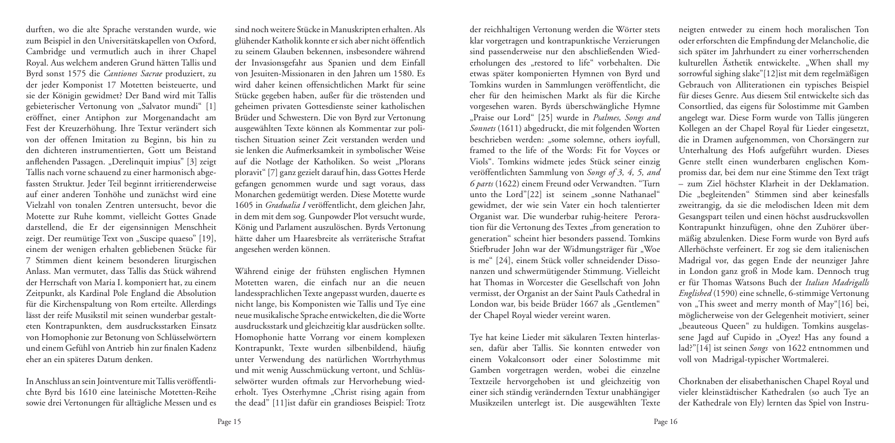durften, wo die alte Sprache verstanden wurde, wie zum Beispiel in den Universitätskapellen von Oxford, Cambridge und vermutlich auch in ihrer Chapel Royal. Aus welchem anderen Grund hätten Tallis und Byrd sonst 1575 die *Cantiones Sacrae* produziert, zu der jeder Komponist 17 Motetten beisteuerte, und sie der Königin gewidmet? Der Band wird mit Tallis gebieterischer Vertonung von „Salvator mundi" [1] eröffnet, einer Antiphon zur Morgenandacht am Fest der Kreuzerhöhung. Ihre Textur verändert sich von der offenen Imitation zu Beginn, bis hin zu den dichteren instrumentierten, Gott um Beistand anflehenden Passagen. „Derelinquit impius" [3] zeigt Tallis nach vorne schauend zu einer harmonisch abgefassten Struktur. Jeder Teil beginnt irritierenderweise auf einer anderen Tonhöhe und zunächst wird eine Vielzahl von tonalen Zentren untersucht, bevor die Motette zur Ruhe kommt, vielleicht Gottes Gnade darstellend, die Er der eigensinnigen Menschheit zeigt. Der reumütige Text von „Suscipe quaeso" [19], einem der wenigen erhalten gebliebenen Stücke für 7 Stimmen dient keinem besonderen liturgischen Anlass. Man vermutet, dass Tallis das Stück während der Herrschaft von Maria I. komponiert hat, zu einem Zeitpunkt, als Kardinal Pole England die Absolution für die Kirchenspaltung von Rom erteilte. Allerdings lässt der reife Musikstil mit seinen wunderbar gestalteten Kontrapunkten, dem ausdrucksstarken Einsatz von Homophonie zur Betonung von Schlüsselwörtern und einem Gefühl von Antrieb hin zur finalen Kadenz eher an ein späteres Datum denken.

In Anschluss an sein Jointventure mit Tallis veröffentlichte Byrd bis 1610 eine lateinische Motetten-Reihe sowie drei Vertonungen für alltägliche Messen und es sind noch weitere Stücke in Manuskripten erhalten. Als glühender Katholik konnte er sich aber nicht öffentlich zu seinem Glauben bekennen, insbesondere während der Invasionsgefahr aus Spanien und dem Einfall von Jesuiten-Missionaren in den Jahren um 1580. Es wird daher keinen offensichtlichen Markt für seine Stücke gegeben haben, außer für die tröstenden und geheimen privaten Gottesdienste seiner katholischen Brüder und Schwestern. Die von Byrd zur Vertonung ausgewählten Texte können als Kommentar zur politischen Situation seiner Zeit verstanden werden und sie lenken die Aufmerksamkeit in symbolischer Weise auf die Notlage der Katholiken. So weist „Plorans ploravit" [7] ganz gezielt darauf hin, dass Gottes Herde gefangen genommen wurde und sagt voraus, dass Monarchen gedemütigt werden. Diese Motette wurde 1605 in *Gradualia I* veröffentlicht, dem gleichen Jahr, in dem mit dem sog. Gunpowder Plot versucht wurde, König und Parlament auszulöschen. Byrds Vertonung hätte daher um Haaresbreite als verräterische Straftat angesehen werden können.

Während einige der frühsten englischen Hymnen Motetten waren, die einfach nur an die neuen landessprachlichen Texte angepasst wurden, dauerte es nicht lange, bis Komponisten wie Tallis und Tye eine neue musikalische Sprache entwickelten, die die Worte ausdrucksstark und gleichzeitig klar ausdrücken sollte. Homophonie hatte Vorrang vor einem komplexen Kontrapunkt, Texte wurden silbenbildend, häufig unter Verwendung des natürlichen Wortrhythmus und mit wenig Ausschmückung vertont, und Schlüsselwörter wurden oftmals zur Hervorhebung wiederholt. Tyes Osterhymne „Christ rising again from the dead" [11]ist dafür ein grandioses Beispiel: Trotz der reichhaltigen Vertonung werden die Wörter stets klar vorgetragen und kontrapunktische Verzierungen sind passenderweise nur den abschließenden Wiederholungen des „restored to life" vorbehalten. Die etwas später komponierten Hymnen von Byrd und Tomkins wurden in Sammlungen veröffentlicht, die eher für den heimischen Markt als für die Kirche vorgesehen waren. Byrds überschwängliche Hymne „Praise our Lord" [25] wurde in *Psalmes, Songs and Sonnets* (1611) abgedruckt, die mit folgenden Worten beschrieben werden: „some solemne, others ioyfull, framed to the life of the Words: Fit for Voyces or Viols". Tomkins widmete jedes Stück seiner einzig veröffentlichten Sammlung von *Songs of 3, 4, 5, and 6 parts* (1622) einem Freund oder Verwandten. "Turn unto the Lord"[22] ist seinem „sonne Nathanael" gewidmet, der wie sein Vater ein hoch talentierter Organist war. Die wunderbar ruhig-heitere Peroration für die Vertonung des Textes „from generation to generation" scheint hier besonders passend. Tomkins Stiefbruder John war der Widmungsträger für „Woe is me" [24], einem Stück voller schneidender Dissonanzen und schwermütigender Stimmung. Vielleicht hat Thomas in Worcester die Gesellschaft von John vermisst, der Organist an der Saint Pauls Cathedral in London war, bis beide Brüder 1667 als „Gentlemen" der Chapel Royal wieder vereint waren.

Tye hat keine Lieder mit säkularen Texten hinterlassen, dafür aber Tallis. Sie konnten entweder von einem Vokalconsort oder einer Solostimme mit Gamben vorgetragen werden, wobei die einzelne Textzeile hervorgehoben ist und gleichzeitig von einer sich ständig verändernden Textur unabhängiger Musikzeilen unterlegt ist. Die ausgewählten Texte neigten entweder zu einem hoch moralischen Ton oder erforschten die Empfindung der Melancholie, die sich später im Jahrhundert zu einer vorherrschenden kulturellen Ästhetik entwickelte. „When shall my sorrowful sighing slake"[12]ist mit dem regelmäßigen Gebrauch von Alliterationen ein typisches Beispiel für dieses Genre. Aus diesem Stil entwickelte sich das Consortlied, das eigens für Solostimme mit Gamben angelegt war. Diese Form wurde von Tallis jüngeren Kollegen an der Chapel Royal für Lieder eingesetzt, die in Dramen aufgenommen, von Chorsängern zur Unterhaltung des Hofs aufgeführt wurden. Dieses Genre stellt einen wunderbaren englischen Kompromiss dar, bei dem nur eine Stimme den Text trägt – zum Ziel höchster Klarheit in der Deklamation. Die „begleitenden" Stimmen sind aber keinesfalls zweitrangig, da sie die melodischen Ideen mit dem Gesangspart teilen und einen höchst ausdrucksvollen Kontrapunkt hinzufügen, ohne den Zuhörer übermäßig abzulenken. Diese Form wurde von Byrd aufs Allerhöchste verfeinert. Er zog sie dem italienischen Madrigal vor, das gegen Ende der neunziger Jahre in London ganz groß in Mode kam. Dennoch trug er für Thomas Watsons Buch der *Italian Madrigalls Englished* (1590) eine schnelle, 6-stimmige Vertonung von „This sweet and merry month of May"[16] bei, möglicherweise von der Gelegenheit motiviert, seiner „beauteous Queen" zu huldigen. Tomkins ausgelassene Jagd auf Cupido in „Oyez! Has any found a lad?"[14] ist seinen *Songs* von 1622 entnommen und voll von Madrigal-typischer Wortmalerei.

Chorknaben der elisabethanischen Chapel Royal und vieler kleinstädtischer Kathedralen (so auch Tye an der Kathedrale von Ely) lernten das Spiel von Instru-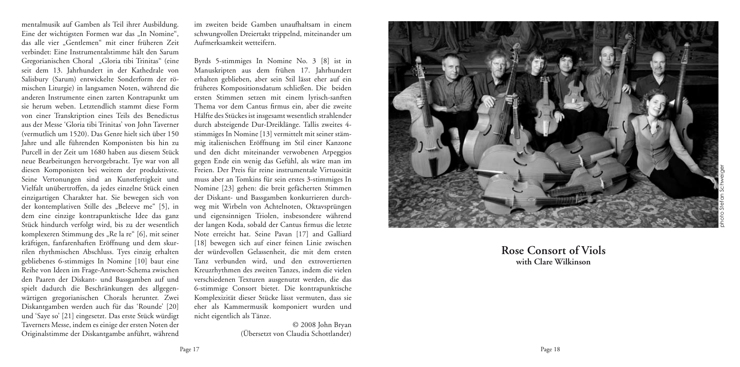mentalmusik auf Gamben als Teil ihrer Ausbildung. Eine der wichtigsten Formen war das „In Nomine", das alle vier „Gentlemen" mit einer früheren Zeit verbindet: Eine Instrumentalstimme hält den Sarum Gregorianischen Choral „Gloria tibi Trinitas" (eine seit dem 13. Jahrhundert in der Kathedrale von Salisbury (Sarum) entwickelte Sonderform der römischen Liturgie) in langsamen Noten, während die anderen Instrumente einen zarten Kontrapunkt um sie herum weben. Letztendlich stammt diese Form von einer Transkription eines Teils des Benedictus aus der Messe 'Gloria tibi Trinitas' von John Taverner (vermutlich um 1520). Das Genre hielt sich über 150 Jahre und alle führenden Komponisten bis hin zu Purcell in der Zeit um 1680 haben aus diesem Stück neue Bearbeitungen hervorgebracht. Tye war von all diesen Komponisten bei weitem der produktivste. Seine Vertonungen sind an Kunstfertigkeit und Vielfalt unübertroffen, da jedes einzelne Stück einen einzigartigen Charakter hat. Sie bewegen sich von der kontemplativen Stille des „Beleeve me" [5], in dem eine einzige kontrapunktische Idee das ganz Stück hindurch verfolgt wird, bis zu der wesentlich komplexeren Stimmung des „Re la re" [6], mit seiner kräftigen, fanfarenhaften Eröffnung und dem skurrilen rhythmischen Abschluss. Tyes einzig erhalten gebliebenes 6-stimmiges In Nomine [10] baut eine Reihe von Ideen im Frage-Antwort-Schema zwischen den Paaren der Diskant- und Bassgamben auf und spielt dadurch die Beschränkungen des allgegenwärtigen gregorianischen Chorals herunter. Zwei Diskantgamben werden auch für das 'Rounde' [20] und 'Saye so' [21] eingesetzt. Das erste Stück würdigt Taverners Messe, indem es einige der ersten Noten der Originalstimme der Diskantgambe anführt, während im zweiten beide Gamben unaufhaltsam in einem schwungvollen Dreiertakt trippelnd, miteinander um Aufmerksamkeit wetteifern.

Byrds 5-stimmiges In Nomine No. 3 [8] ist in Manuskripten aus dem frühen 17. Jahrhundert erhalten geblieben, aber sein Stil lässt eher auf ein früheres Kompositionsdatum schließen. Die beiden ersten Stimmen setzen mit einem lyrisch-sanften Thema vor dem Cantus firmus ein, aber die zweite Hälfte des Stückes ist insgesamt wesentlich strahlender durch absteigende Dur-Dreiklänge. Tallis zweites 4-stimmiges In Nomine [13] vermittelt mit seiner stämmig italienischen Eröffnung im Stil einer Kanzone und den dicht miteinander verwobenen Arpeggios gegen Ende ein wenig das Gefühl, als wäre man im Freien. Der Preis für reine instrumentale Virtuosität muss aber an Tomkins für sein erstes 3-stimmiges In Nomine [23] gehen: die breit gefächerten Stimmen der Diskant- und Bassgamben konkurrieren durchweg mit Wirbeln von Achtelnoten, Oktavsprüngen und eigensinnigen Triolen, insbesondere während der langen Koda, sobald der Cantus firmus die letzte Note erreicht hat. Seine Pavan [17] and Galliard [18] bewegen sich auf einer feinen Linie zwischen der würdevollen Gelassenheit, die mit dem ersten Tanz verbunden wird, und den extrovertierten Kreuzrhythmen des zweiten Tanzes, indem die vielen verschiedenen Texturen ausgenutzt werden, die das 6-stimmige Consort bietet. Die kontrapunktische Komplexizität dieser Stücke lässt vermuten, dass sie eher als Kammermusik komponiert wurden und nicht eigentlich als Tänze.

© 2008 John Bryan
(Übersetzt von Claudia Schottlander)

photo Stefan Schweiger

**Rose Consort of Viols**
**with Clare Wilkinson**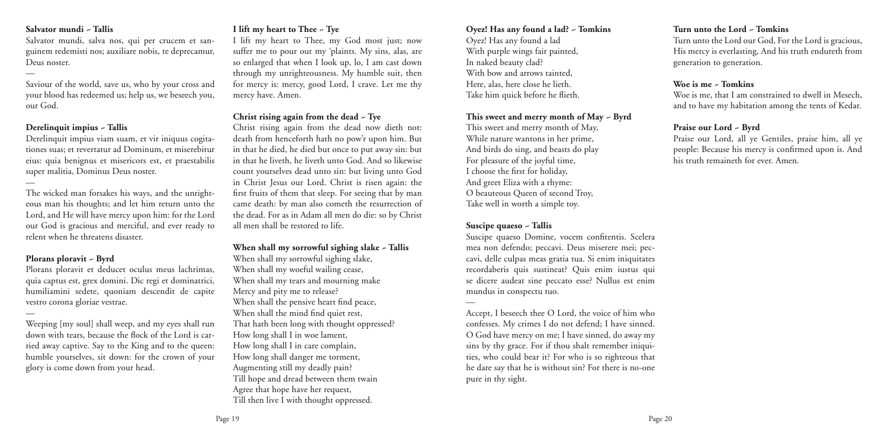### Salvator mundi ~ Tallis

Salvator mundi, salva nos, qui per crucem et sanguinem redemisti nos; auxiliare nobis, te deprecamur, Deus noster.

—

Saviour of the world, save us, who by your cross and your blood has redeemed us; help us, we beseech you, our God.

### Derelinquit impius ~ Tallis

Derelinquit impius viam suam, et vir iniquus cogitationes suas; et revertatur ad Dominum, et miserebitur eius: quia benignus et misericors est, et praestabilis super malitia, Dominus Deus noster.

—

The wicked man forsakes his ways, and the unrighteous man his thoughts; and let him return unto the Lord, and He will have mercy upon him: for the Lord our God is gracious and merciful, and ever ready to relent when he threatens disaster.

### Plorans ploravit ~ Byrd

Plorans ploravit et deducet oculus meus lachrimas, quia captus est, grex domini. Dic regi et dominatrici, humiliamini sedete, quoniam descendit de capite vestro corona gloriae vestrae.

—

Weeping [my soul] shall weep, and my eyes shall run down with tears, because the flock of the Lord is carried away captive. Say to the King and to the queen: humble yourselves, sit down: for the crown of your glory is come down from your head.

### I lift my heart to Thee ~ Tye

I lift my heart to Thee, my God most just; now suffer me to pour out my 'plaints. My sins, alas, are so enlarged that when I look up, lo, I am cast down through my unrighteousness. My humble suit, then for mercy is: mercy, good Lord, I crave. Let me thy mercy have. Amen.

### Christ rising again from the dead ~ Tye

Christ rising again from the dead now dieth not: death from henceforth hath no pow'r upon him. But in that he died, he died but once to put away sin: but in that he liveth, he liveth unto God. And so likewise count yourselves dead unto sin: but living unto God in Christ Jesus our Lord. Christ is risen again: the first fruits of them that sleep. For seeing that by man came death: by man also cometh the resurrection of the dead. For as in Adam all men do die: so by Christ all men shall be restored to life.

### When shall my sorrowful sighing slake ~ Tallis

When shall my sorrowful sighing slake,
When shall my woeful wailing cease,
When shall my tears and mourning make
Mercy and pity me to release?
When shall the pensive heart find peace,
When shall the mind find quiet rest,
That hath been long with thought oppressed?
How long shall I in woe lament,
How long shall I in care complain,
How long shall danger me torment,
Augmenting still my deadly pain?
Till hope and dread between them twain
Agree that hope have her request,
Till then live I with thought oppressed.

### Oyez! Has any found a lad? ~ Tomkins

Oyez! Has any found a lad
With purple wings fair painted,
In naked beauty clad?
With bow and arrows tainted,
Here, alas, here close he lieth.
Take him quick before he flieth.

### This sweet and merry month of May ~ Byrd

This sweet and merry month of May,
While nature wantons in her prime,
And birds do sing, and beasts do play
For pleasure of the joyful time,
I choose the first for holiday,
And greet Eliza with a rhyme:
O beauteous Queen of second Troy,
Take well in worth a simple toy.

### Suscipe quaeso ~ Tallis

Suscipe quaeso Domine, vocem confitentis. Scelera mea non defendo; peccavi. Deus miserere mei; peccavi, delle culpas meas gratia tua. Si enim iniquitates recordaberis quis sustineat? Quis enim iustus qui se dicere audeat sine peccato esse? Nullus est enim mundus in conspectu tuo.

—

Accept, I beseech thee O Lord, the voice of him who confesses. My crimes I do not defend; I have sinned. O God have mercy on me; I have sinned, do away my sins by thy grace. For if thou shalt remember iniquities, who could bear it? For who is so righteous that he dare say that he is without sin? For there is no-one pure in thy sight.

### Turn unto the Lord ~ Tomkins

Turn unto the Lord our God, For the Lord is gracious, His mercy is everlasting, And his truth endureth from generation to generation.

### Woe is me ~ Tomkins

Woe is me, that I am constrained to dwell in Mesech, and to have my habitation among the tents of Kedar.

### Praise our Lord ~ Byrd

Praise our Lord, all ye Gentiles, praise him, all ye people: Because his mercy is confirmed upon is. And his truth remaineth for ever. Amen.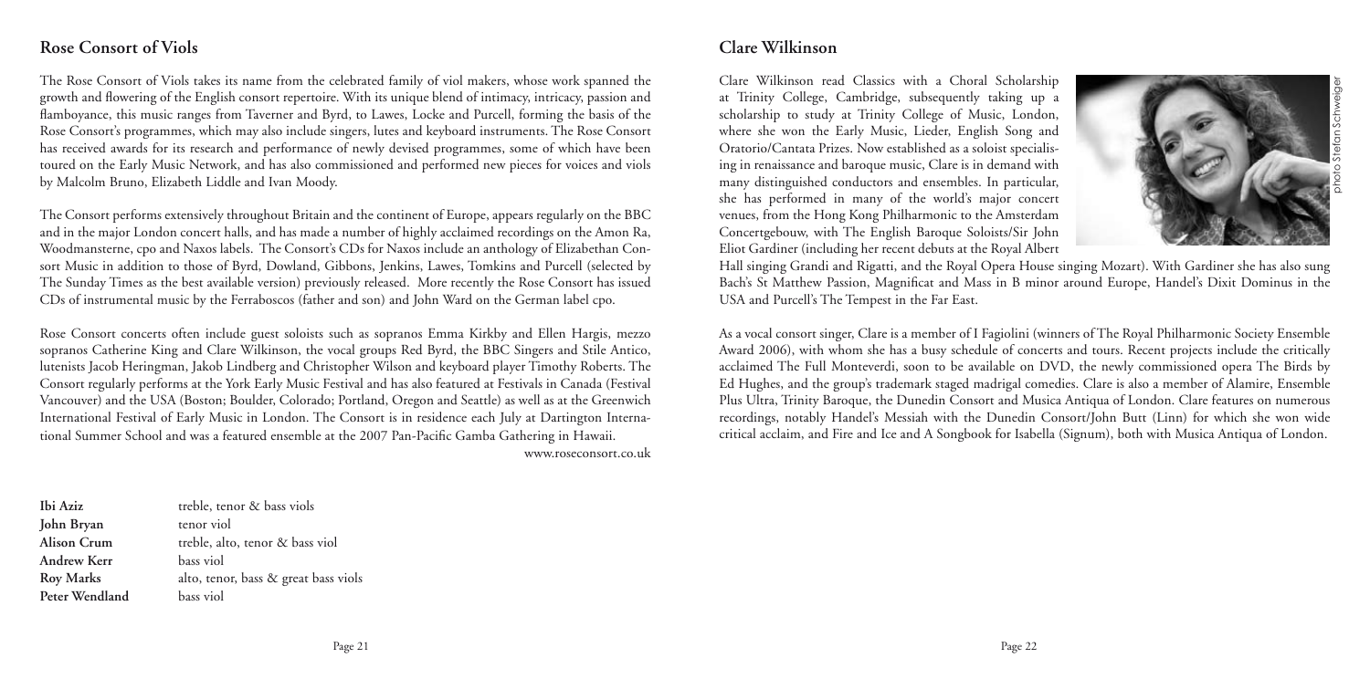## Rose Consort of Viols

The Rose Consort of Viols takes its name from the celebrated family of viol makers, whose work spanned the growth and flowering of the English consort repertoire. With its unique blend of intimacy, intricacy, passion and flamboyance, this music ranges from Taverner and Byrd, to Lawes, Locke and Purcell, forming the basis of the Rose Consort's programmes, which may also include singers, lutes and keyboard instruments. The Rose Consort has received awards for its research and performance of newly devised programmes, some of which have been toured on the Early Music Network, and has also commissioned and performed new pieces for voices and viols by Malcolm Bruno, Elizabeth Liddle and Ivan Moody.

The Consort performs extensively throughout Britain and the continent of Europe, appears regularly on the BBC and in the major London concert halls, and has made a number of highly acclaimed recordings on the Amon Ra, Woodmansterne, cpo and Naxos labels. The Consort's CDs for Naxos include an anthology of Elizabethan Consort Music in addition to those of Byrd, Dowland, Gibbons, Jenkins, Lawes, Tomkins and Purcell (selected by The Sunday Times as the best available version) previously released. More recently the Rose Consort has issued CDs of instrumental music by the Ferraboscos (father and son) and John Ward on the German label cpo.

Rose Consort concerts often include guest soloists such as sopranos Emma Kirkby and Ellen Hargis, mezzo sopranos Catherine King and Clare Wilkinson, the vocal groups Red Byrd, the BBC Singers and Stile Antico, lutenists Jacob Heringman, Jakob Lindberg and Christopher Wilson and keyboard player Timothy Roberts. The Consort regularly performs at the York Early Music Festival and has also featured at Festivals in Canada (Festival Vancouver) and the USA (Boston; Boulder, Colorado; Portland, Oregon and Seattle) as well as at the Greenwich International Festival of Early Music in London. The Consort is in residence each July at Dartington International Summer School and was a featured ensemble at the 2007 Pan-Pacific Gamba Gathering in Hawaii.

www.roseconsort.co.uk

| | |
|---|---|
| **Ibi Aziz** | treble, tenor & bass viols |
| **John Bryan** | tenor viol |
| **Alison Crum** | treble, alto, tenor & bass viol |
| **Andrew Kerr** | bass viol |
| **Roy Marks** | alto, tenor, bass & great bass viols |
| **Peter Wendland** | bass viol |

## Clare Wilkinson

photo Stefan Schweiger

Clare Wilkinson read Classics with a Choral Scholarship at Trinity College, Cambridge, subsequently taking up a scholarship to study at Trinity College of Music, London, where she won the Early Music, Lieder, English Song and Oratorio/Cantata Prizes. Now established as a soloist specialising in renaissance and baroque music, Clare is in demand with many distinguished conductors and ensembles. In particular, she has performed in many of the world's major concert venues, from the Hong Kong Philharmonic to the Amsterdam Concertgebouw, with The English Baroque Soloists/Sir John Eliot Gardiner (including her recent debuts at the Royal Albert Hall singing Grandi and Rigatti, and the Royal Opera House singing Mozart). With Gardiner she has also sung Bach's St Matthew Passion, Magnificat and Mass in B minor around Europe, Handel's Dixit Dominus in the USA and Purcell's The Tempest in the Far East.

As a vocal consort singer, Clare is a member of I Fagiolini (winners of The Royal Philharmonic Society Ensemble Award 2006), with whom she has a busy schedule of concerts and tours. Recent projects include the critically acclaimed The Full Monteverdi, soon to be available on DVD, the newly commissioned opera The Birds by Ed Hughes, and the group's trademark staged madrigal comedies. Clare is also a member of Alamire, Ensemble Plus Ultra, Trinity Baroque, the Dunedin Consort and Musica Antiqua of London. Clare features on numerous recordings, notably Handel's Messiah with the Dunedin Consort/John Butt (Linn) for which she won wide critical acclaim, and Fire and Ice and A Songbook for Isabella (Signum), both with Musica Antiqua of London.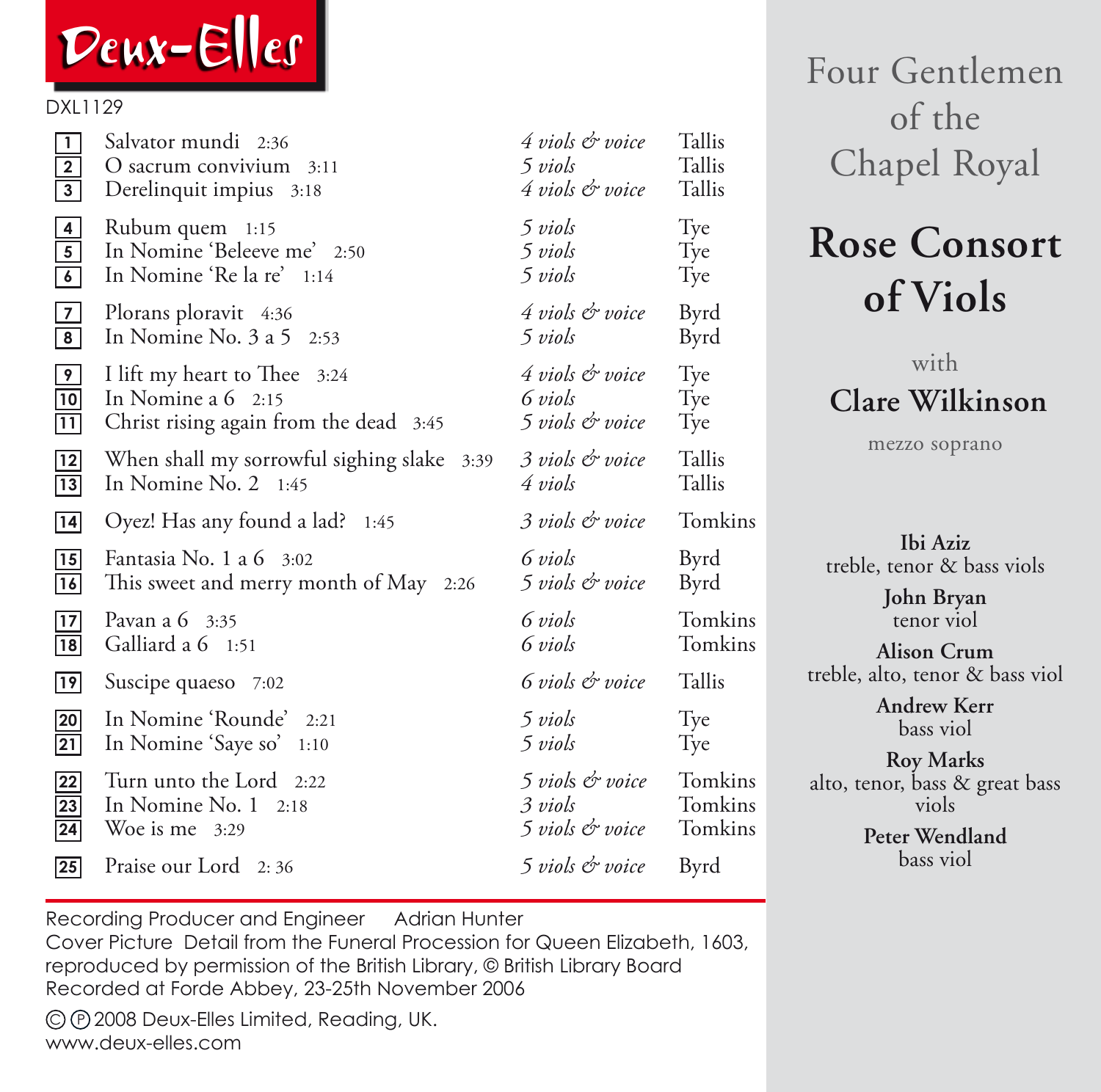Deux-Elles

DXL1129

| | | | |
|---|---|---|---|
| 1 | Salvator mundi 2:36 | *4 viols & voice* | Tallis |
| 2 | O sacrum convivium 3:11 | *5 viols* | Tallis |
| 3 | Derelinquit impius 3:18 | *4 viols & voice* | Tallis |
| 4 | Rubum quem 1:15 | *5 viols* | Tye |
| 5 | In Nomine 'Beleeve me' 2:50 | *5 viols* | Tye |
| 6 | In Nomine 'Re la re' 1:14 | *5 viols* | Tye |
| 7 | Plorans ploravit 4:36 | *4 viols & voice* | Byrd |
| 8 | In Nomine No. 3 a 5 2:53 | *5 viols* | Byrd |
| 9 | I lift my heart to Thee 3:24 | *4 viols & voice* | Tye |
| 10 | In Nomine a 6 2:15 | *6 viols* | Tye |
| 11 | Christ rising again from the dead 3:45 | *5 viols & voice* | Tye |
| 12 | When shall my sorrowful sighing slake 3:39 | *3 viols & voice* | Tallis |
| 13 | In Nomine No. 2 1:45 | *4 viols* | Tallis |
| 14 | Oyez! Has any found a lad? 1:45 | *3 viols & voice* | Tomkins |
| 15 | Fantasia No. 1 a 6 3:02 | *6 viols* | Byrd |
| 16 | This sweet and merry month of May 2:26 | *5 viols & voice* | Byrd |
| 17 | Pavan a 6 3:35 | *6 viols* | Tomkins |
| 18 | Galliard a 6 1:51 | *6 viols* | Tomkins |
| 19 | Suscipe quaeso 7:02 | *6 viols & voice* | Tallis |
| 20 | In Nomine 'Rounde' 2:21 | *5 viols* | Tye |
| 21 | In Nomine 'Saye so' 1:10 | *5 viols* | Tye |
| 22 | Turn unto the Lord 2:22 | *5 viols & voice* | Tomkins |
| 23 | In Nomine No. 1 2:18 | *3 viols* | Tomkins |
| 24 | Woe is me 3:29 | *5 viols & voice* | Tomkins |
| 25 | Praise our Lord 2: 36 | *5 viols & voice* | Byrd |

Recording Producer and Engineer Adrian Hunter
Cover Picture Detail from the Funeral Procession for Queen Elizabeth, 1603, reproduced by permission of the British Library, © British Library Board
Recorded at Forde Abbey, 23-25th November 2006

© ℗ 2008 Deux-Elles Limited, Reading, UK.
www.deux-elles.com

# Four Gentlemen of the Chapel Royal

# Rose Consort of Viols

with

## Clare Wilkinson

mezzo soprano

**Ibi Aziz**
treble, tenor & bass viols

**John Bryan**
tenor viol

**Alison Crum**
treble, alto, tenor & bass viol

**Andrew Kerr**
bass viol

**Roy Marks**
alto, tenor, bass & great bass viols

**Peter Wendland**
bass viol